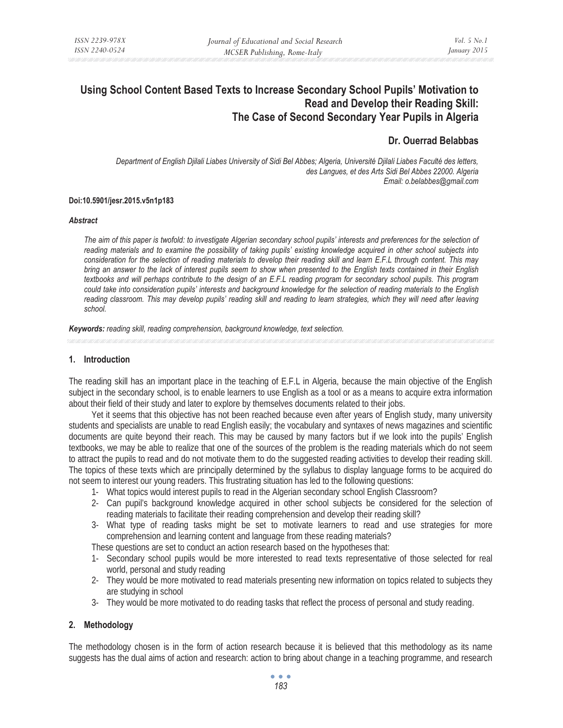# Using School Content Based Texts to Increase Secondary School Pupils' Motivation to Read and Develop their Reading Skill: The Case of Second Secondary Year Pupils in Algeria

## Dr. Ouerrad Belabbas

*Department of English Djilali Liabes University of Sidi Bel Abbes; Algeria, Université Djilali Liabes Faculté des letters, des Langues, et des Arts Sidi Bel Abbes 22000. Algeria*
*Email: o.belabbes@gmail.com*

**Doi:10.5901/jesr.2015.v5n1p183**

### *Abstract*

*The aim of this paper is twofold: to investigate Algerian secondary school pupils' interests and preferences for the selection of reading materials and to examine the possibility of taking pupils' existing knowledge acquired in other school subjects into consideration for the selection of reading materials to develop their reading skill and learn E.F.L through content. This may bring an answer to the lack of interest pupils seem to show when presented to the English texts contained in their English textbooks and will perhaps contribute to the design of an E.F.L reading program for secondary school pupils. This program could take into consideration pupils' interests and background knowledge for the selection of reading materials to the English reading classroom. This may develop pupils' reading skill and reading to learn strategies, which they will need after leaving school.*

***Keywords:*** *reading skill, reading comprehension, background knowledge, text selection.*

## 1. Introduction

The reading skill has an important place in the teaching of E.F.L in Algeria, because the main objective of the English subject in the secondary school, is to enable learners to use English as a tool or as a means to acquire extra information about their field of their study and later to explore by themselves documents related to their jobs.

Yet it seems that this objective has not been reached because even after years of English study, many university students and specialists are unable to read English easily; the vocabulary and syntaxes of news magazines and scientific documents are quite beyond their reach. This may be caused by many factors but if we look into the pupils' English textbooks, we may be able to realize that one of the sources of the problem is the reading materials which do not seem to attract the pupils to read and do not motivate them to do the suggested reading activities to develop their reading skill. The topics of these texts which are principally determined by the syllabus to display language forms to be acquired do not seem to interest our young readers. This frustrating situation has led to the following questions:

1- What topics would interest pupils to read in the Algerian secondary school English Classroom?
2- Can pupil's background knowledge acquired in other school subjects be considered for the selection of reading materials to facilitate their reading comprehension and develop their reading skill?
3- What type of reading tasks might be set to motivate learners to read and use strategies for more comprehension and learning content and language from these reading materials?

These questions are set to conduct an action research based on the hypotheses that:

1- Secondary school pupils would be more interested to read texts representative of those selected for real world, personal and study reading
2- They would be more motivated to read materials presenting new information on topics related to subjects they are studying in school
3- They would be more motivated to do reading tasks that reflect the process of personal and study reading.

## 2. Methodology

The methodology chosen is in the form of action research because it is believed that this methodology as its name suggests has the dual aims of action and research: action to bring about change in a teaching programme, and research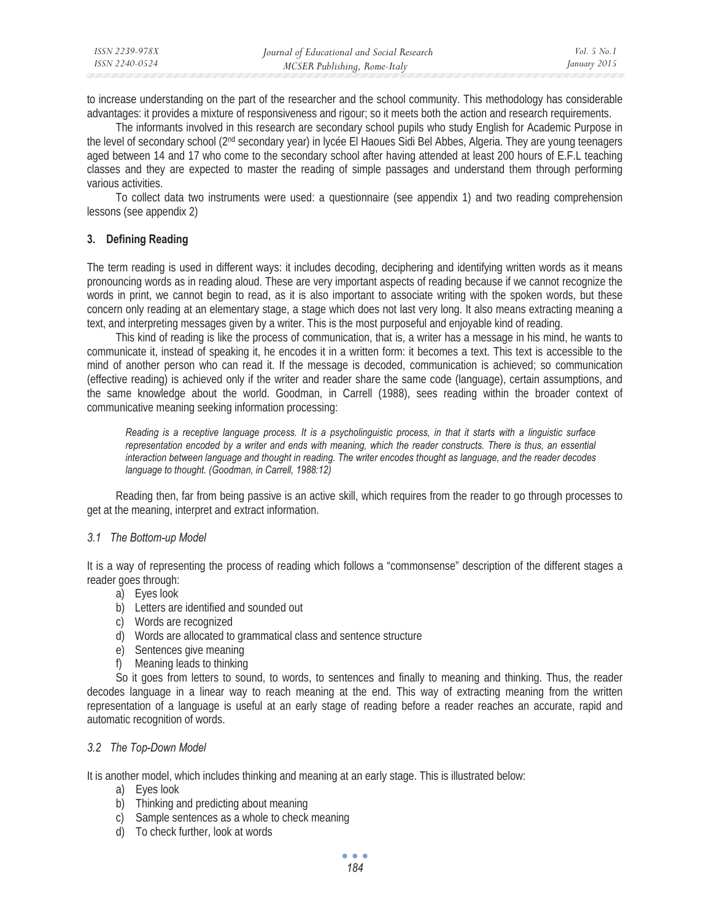to increase understanding on the part of the researcher and the school community. This methodology has considerable advantages: it provides a mixture of responsiveness and rigour; so it meets both the action and research requirements.

The informants involved in this research are secondary school pupils who study English for Academic Purpose in the level of secondary school (2nd secondary year) in lycée El Haoues Sidi Bel Abbes, Algeria. They are young teenagers aged between 14 and 17 who come to the secondary school after having attended at least 200 hours of E.F.L teaching classes and they are expected to master the reading of simple passages and understand them through performing various activities.

To collect data two instruments were used: a questionnaire (see appendix 1) and two reading comprehension lessons (see appendix 2)

## 3. Defining Reading

The term reading is used in different ways: it includes decoding, deciphering and identifying written words as it means pronouncing words as in reading aloud. These are very important aspects of reading because if we cannot recognize the words in print, we cannot begin to read, as it is also important to associate writing with the spoken words, but these concern only reading at an elementary stage, a stage which does not last very long. It also means extracting meaning a text, and interpreting messages given by a writer. This is the most purposeful and enjoyable kind of reading.

This kind of reading is like the process of communication, that is, a writer has a message in his mind, he wants to communicate it, instead of speaking it, he encodes it in a written form: it becomes a text. This text is accessible to the mind of another person who can read it. If the message is decoded, communication is achieved; so communication (effective reading) is achieved only if the writer and reader share the same code (language), certain assumptions, and the same knowledge about the world. Goodman, in Carrell (1988), sees reading within the broader context of communicative meaning seeking information processing:

> *Reading is a receptive language process. It is a psycholinguistic process, in that it starts with a linguistic surface representation encoded by a writer and ends with meaning, which the reader constructs. There is thus, an essential interaction between language and thought in reading. The writer encodes thought as language, and the reader decodes language to thought. (Goodman, in Carrell, 1988:12)*

Reading then, far from being passive is an active skill, which requires from the reader to go through processes to get at the meaning, interpret and extract information.

### *3.1 The Bottom-up Model*

It is a way of representing the process of reading which follows a "commonsense" description of the different stages a reader goes through:

a) Eyes look
b) Letters are identified and sounded out
c) Words are recognized
d) Words are allocated to grammatical class and sentence structure
e) Sentences give meaning
f) Meaning leads to thinking

So it goes from letters to sound, to words, to sentences and finally to meaning and thinking. Thus, the reader decodes language in a linear way to reach meaning at the end. This way of extracting meaning from the written representation of a language is useful at an early stage of reading before a reader reaches an accurate, rapid and automatic recognition of words.

### *3.2 The Top-Down Model*

It is another model, which includes thinking and meaning at an early stage. This is illustrated below:

a) Eyes look
b) Thinking and predicting about meaning
c) Sample sentences as a whole to check meaning
d) To check further, look at words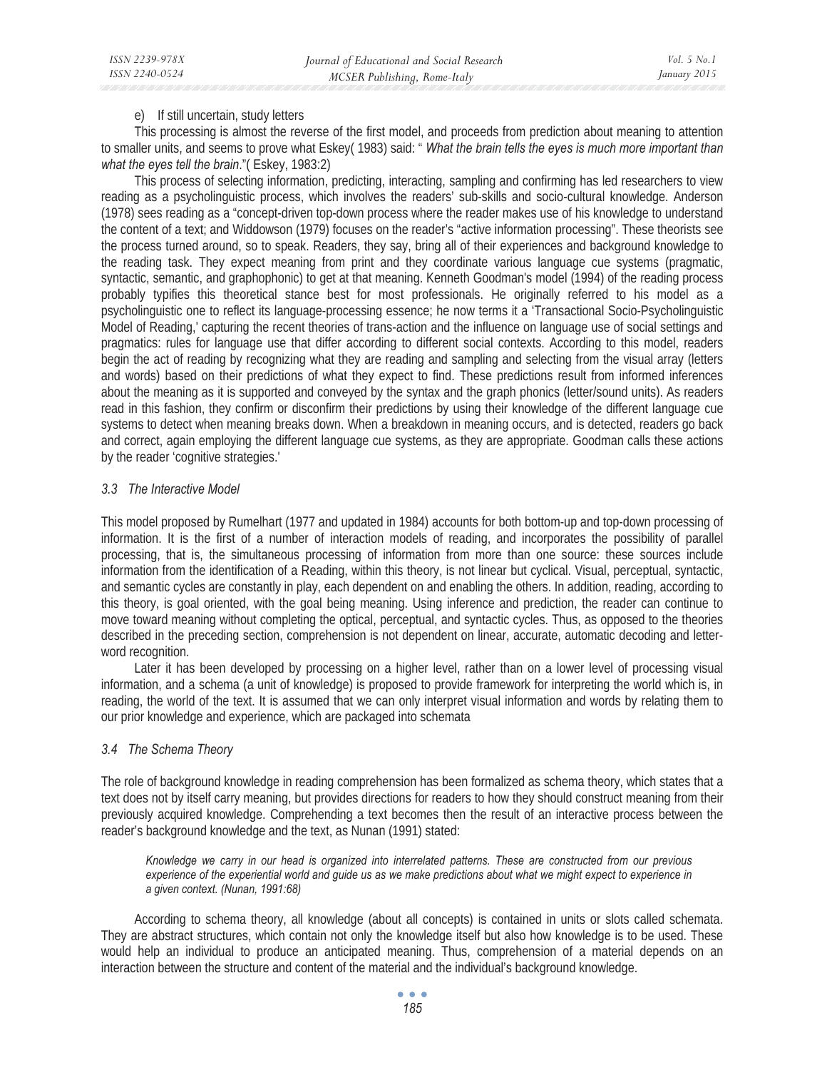e) If still uncertain, study letters

This processing is almost the reverse of the first model, and proceeds from prediction about meaning to attention to smaller units, and seems to prove what Eskey( 1983) said: " *What the brain tells the eyes is much more important than what the eyes tell the brain*."( Eskey, 1983:2)

This process of selecting information, predicting, interacting, sampling and confirming has led researchers to view reading as a psycholinguistic process, which involves the readers' sub-skills and socio-cultural knowledge. Anderson (1978) sees reading as a "concept-driven top-down process where the reader makes use of his knowledge to understand the content of a text; and Widdowson (1979) focuses on the reader's "active information processing". These theorists see the process turned around, so to speak. Readers, they say, bring all of their experiences and background knowledge to the reading task. They expect meaning from print and they coordinate various language cue systems (pragmatic, syntactic, semantic, and graphophonic) to get at that meaning. Kenneth Goodman's model (1994) of the reading process probably typifies this theoretical stance best for most professionals. He originally referred to his model as a psycholinguistic one to reflect its language-processing essence; he now terms it a 'Transactional Socio-Psycholinguistic Model of Reading,' capturing the recent theories of trans-action and the influence on language use of social settings and pragmatics: rules for language use that differ according to different social contexts. According to this model, readers begin the act of reading by recognizing what they are reading and sampling and selecting from the visual array (letters and words) based on their predictions of what they expect to find. These predictions result from informed inferences about the meaning as it is supported and conveyed by the syntax and the graph phonics (letter/sound units). As readers read in this fashion, they confirm or disconfirm their predictions by using their knowledge of the different language cue systems to detect when meaning breaks down. When a breakdown in meaning occurs, and is detected, readers go back and correct, again employing the different language cue systems, as they are appropriate. Goodman calls these actions by the reader 'cognitive strategies.'

### *3.3 The Interactive Model*

This model proposed by Rumelhart (1977 and updated in 1984) accounts for both bottom-up and top-down processing of information. It is the first of a number of interaction models of reading, and incorporates the possibility of parallel processing, that is, the simultaneous processing of information from more than one source: these sources include information from the identification of a Reading, within this theory, is not linear but cyclical. Visual, perceptual, syntactic, and semantic cycles are constantly in play, each dependent on and enabling the others. In addition, reading, according to this theory, is goal oriented, with the goal being meaning. Using inference and prediction, the reader can continue to move toward meaning without completing the optical, perceptual, and syntactic cycles. Thus, as opposed to the theories described in the preceding section, comprehension is not dependent on linear, accurate, automatic decoding and letter-word recognition.

Later it has been developed by processing on a higher level, rather than on a lower level of processing visual information, and a schema (a unit of knowledge) is proposed to provide framework for interpreting the world which is, in reading, the world of the text. It is assumed that we can only interpret visual information and words by relating them to our prior knowledge and experience, which are packaged into schemata

### *3.4 The Schema Theory*

The role of background knowledge in reading comprehension has been formalized as schema theory, which states that a text does not by itself carry meaning, but provides directions for readers to how they should construct meaning from their previously acquired knowledge. Comprehending a text becomes then the result of an interactive process between the reader's background knowledge and the text, as Nunan (1991) stated:

> *Knowledge we carry in our head is organized into interrelated patterns. These are constructed from our previous experience of the experiential world and guide us as we make predictions about what we might expect to experience in a given context. (Nunan, 1991:68)*

According to schema theory, all knowledge (about all concepts) is contained in units or slots called schemata. They are abstract structures, which contain not only the knowledge itself but also how knowledge is to be used. These would help an individual to produce an anticipated meaning. Thus, comprehension of a material depends on an interaction between the structure and content of the material and the individual's background knowledge.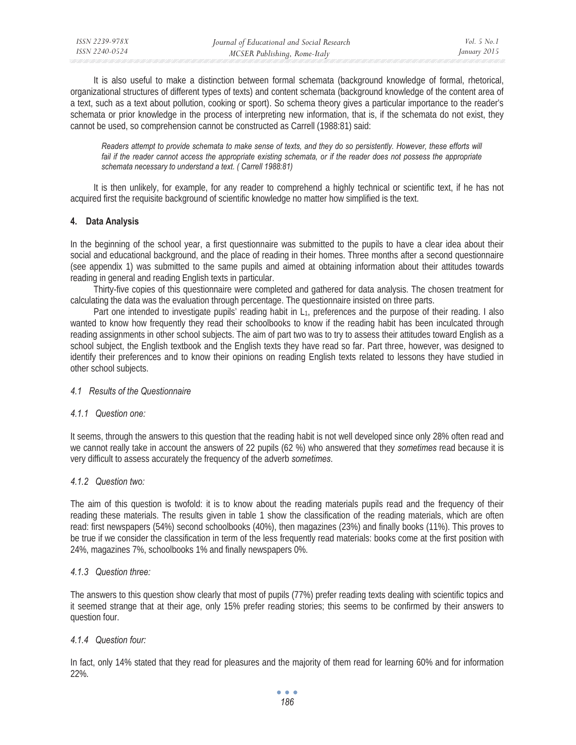It is also useful to make a distinction between formal schemata (background knowledge of formal, rhetorical, organizational structures of different types of texts) and content schemata (background knowledge of the content area of a text, such as a text about pollution, cooking or sport). So schema theory gives a particular importance to the reader's schemata or prior knowledge in the process of interpreting new information, that is, if the schemata do not exist, they cannot be used, so comprehension cannot be constructed as Carrell (1988:81) said:

> *Readers attempt to provide schemata to make sense of texts, and they do so persistently. However, these efforts will fail if the reader cannot access the appropriate existing schemata, or if the reader does not possess the appropriate schemata necessary to understand a text. ( Carrell 1988:81)*

It is then unlikely, for example, for any reader to comprehend a highly technical or scientific text, if he has not acquired first the requisite background of scientific knowledge no matter how simplified is the text.

## 4. Data Analysis

In the beginning of the school year, a first questionnaire was submitted to the pupils to have a clear idea about their social and educational background, and the place of reading in their homes. Three months after a second questionnaire (see appendix 1) was submitted to the same pupils and aimed at obtaining information about their attitudes towards reading in general and reading English texts in particular.

Thirty-five copies of this questionnaire were completed and gathered for data analysis. The chosen treatment for calculating the data was the evaluation through percentage. The questionnaire insisted on three parts.

Part one intended to investigate pupils' reading habit in $L_1$, preferences and the purpose of their reading. I also wanted to know how frequently they read their schoolbooks to know if the reading habit has been inculcated through reading assignments in other school subjects. The aim of part two was to try to assess their attitudes toward English as a school subject, the English textbook and the English texts they have read so far. Part three, however, was designed to identify their preferences and to know their opinions on reading English texts related to lessons they have studied in other school subjects.

### *4.1 Results of the Questionnaire*

#### *4.1.1 Question one:*

It seems, through the answers to this question that the reading habit is not well developed since only 28% often read and we cannot really take in account the answers of 22 pupils (62 %) who answered that they *sometimes* read because it is very difficult to assess accurately the frequency of the adverb *sometimes*.

#### *4.1.2 Question two:*

The aim of this question is twofold: it is to know about the reading materials pupils read and the frequency of their reading these materials. The results given in table 1 show the classification of the reading materials, which are often read: first newspapers (54%) second schoolbooks (40%), then magazines (23%) and finally books (11%). This proves to be true if we consider the classification in term of the less frequently read materials: books come at the first position with 24%, magazines 7%, schoolbooks 1% and finally newspapers 0%.

#### *4.1.3 Question three:*

The answers to this question show clearly that most of pupils (77%) prefer reading texts dealing with scientific topics and it seemed strange that at their age, only 15% prefer reading stories; this seems to be confirmed by their answers to question four.

#### *4.1.4 Question four:*

In fact, only 14% stated that they read for pleasures and the majority of them read for learning 60% and for information 22%.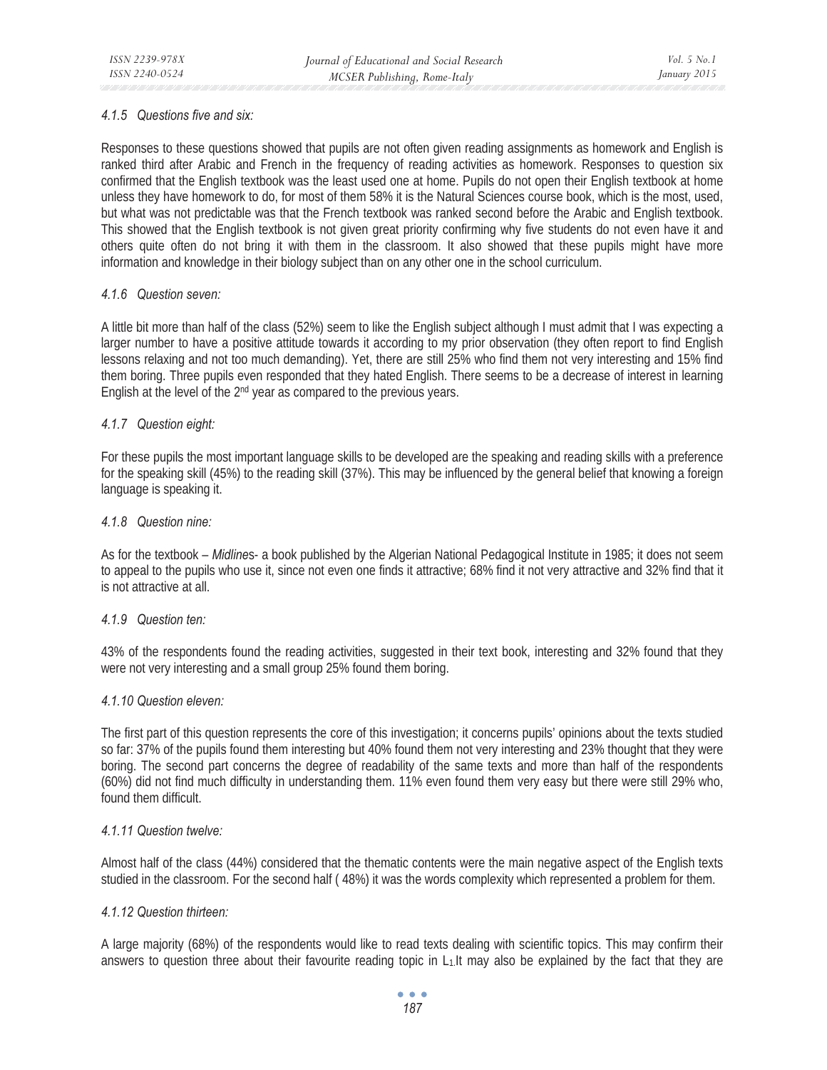#### *4.1.5 Questions five and six:*

Responses to these questions showed that pupils are not often given reading assignments as homework and English is ranked third after Arabic and French in the frequency of reading activities as homework. Responses to question six confirmed that the English textbook was the least used one at home. Pupils do not open their English textbook at home unless they have homework to do, for most of them 58% it is the Natural Sciences course book, which is the most, used, but what was not predictable was that the French textbook was ranked second before the Arabic and English textbook. This showed that the English textbook is not given great priority confirming why five students do not even have it and others quite often do not bring it with them in the classroom. It also showed that these pupils might have more information and knowledge in their biology subject than on any other one in the school curriculum.

#### *4.1.6 Question seven:*

A little bit more than half of the class (52%) seem to like the English subject although I must admit that I was expecting a larger number to have a positive attitude towards it according to my prior observation (they often report to find English lessons relaxing and not too much demanding). Yet, there are still 25% who find them not very interesting and 15% find them boring. Three pupils even responded that they hated English. There seems to be a decrease of interest in learning English at the level of the 2nd year as compared to the previous years.

#### *4.1.7 Question eight:*

For these pupils the most important language skills to be developed are the speaking and reading skills with a preference for the speaking skill (45%) to the reading skill (37%). This may be influenced by the general belief that knowing a foreign language is speaking it.

#### *4.1.8 Question nine:*

As for the textbook – *Midlines*- a book published by the Algerian National Pedagogical Institute in 1985; it does not seem to appeal to the pupils who use it, since not even one finds it attractive; 68% find it not very attractive and 32% find that it is not attractive at all.

#### *4.1.9 Question ten:*

43% of the respondents found the reading activities, suggested in their text book, interesting and 32% found that they were not very interesting and a small group 25% found them boring.

#### *4.1.10 Question eleven:*

The first part of this question represents the core of this investigation; it concerns pupils' opinions about the texts studied so far: 37% of the pupils found them interesting but 40% found them not very interesting and 23% thought that they were boring. The second part concerns the degree of readability of the same texts and more than half of the respondents (60%) did not find much difficulty in understanding them. 11% even found them very easy but there were still 29% who, found them difficult.

#### *4.1.11 Question twelve:*

Almost half of the class (44%) considered that the thematic contents were the main negative aspect of the English texts studied in the classroom. For the second half ( 48%) it was the words complexity which represented a problem for them.

#### *4.1.12 Question thirteen:*

A large majority (68%) of the respondents would like to read texts dealing with scientific topics. This may confirm their answers to question three about their favourite reading topic in $L_1$.It may also be explained by the fact that they are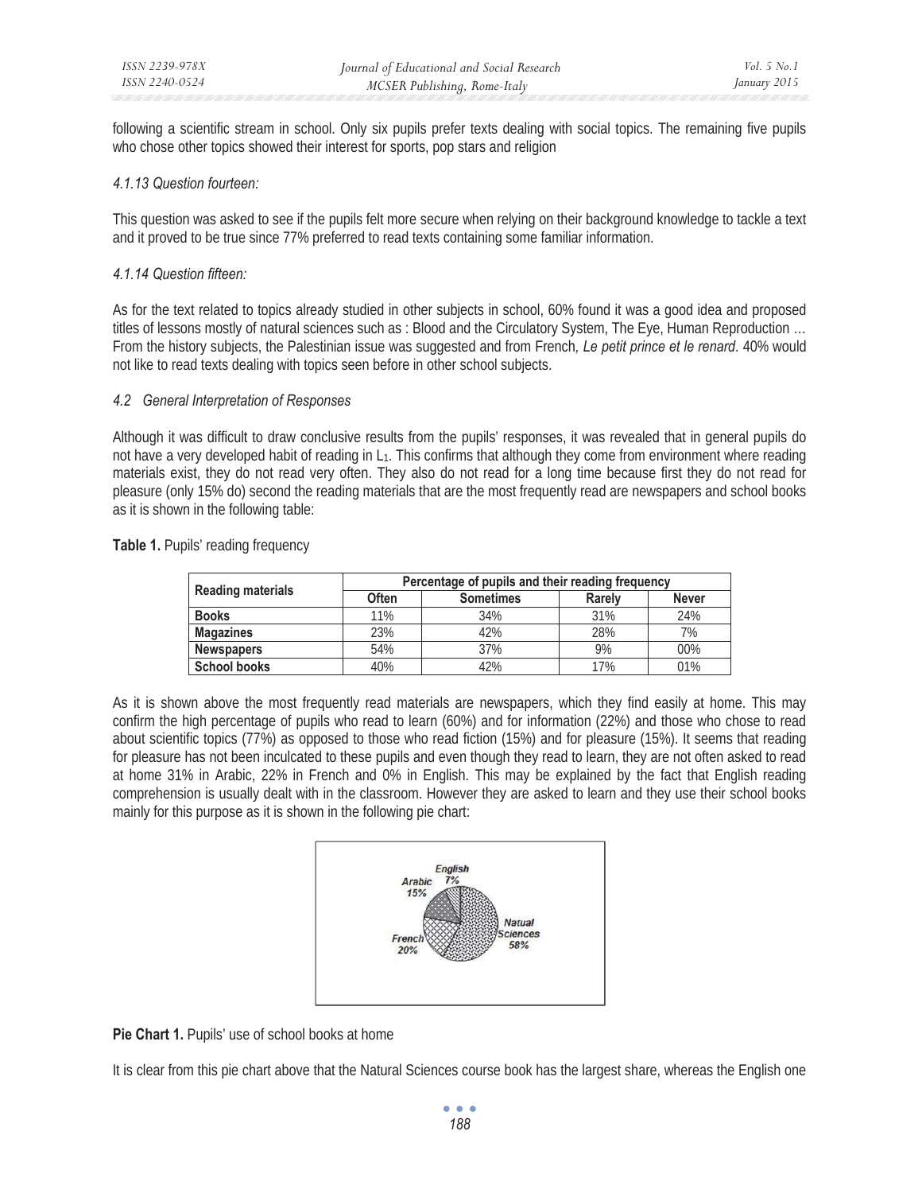following a scientific stream in school. Only six pupils prefer texts dealing with social topics. The remaining five pupils who chose other topics showed their interest for sports, pop stars and religion

#### *4.1.13 Question fourteen:*

This question was asked to see if the pupils felt more secure when relying on their background knowledge to tackle a text and it proved to be true since 77% preferred to read texts containing some familiar information.

#### *4.1.14 Question fifteen:*

As for the text related to topics already studied in other subjects in school, 60% found it was a good idea and proposed titles of lessons mostly of natural sciences such as : Blood and the Circulatory System, The Eye, Human Reproduction … From the history subjects, the Palestinian issue was suggested and from French*, Le petit prince et le renard*. 40% would not like to read texts dealing with topics seen before in other school subjects.

### *4.2 General Interpretation of Responses*

Although it was difficult to draw conclusive results from the pupils' responses, it was revealed that in general pupils do not have a very developed habit of reading in $L_1$. This confirms that although they come from environment where reading materials exist, they do not read very often. They also do not read for a long time because first they do not read for pleasure (only 15% do) second the reading materials that are the most frequently read are newspapers and school books as it is shown in the following table:

**Table 1.** Pupils' reading frequency

| Reading materials | Percentage of pupils and their reading frequency | | | |
|---|---|---|---|---|
| | Often | Sometimes | Rarely | Never |
| **Books** | 11% | 34% | 31% | 24% |
| **Magazines** | 23% | 42% | 28% | 7% |
| **Newspapers** | 54% | 37% | 9% | 00% |
| **School books** | 40% | 42% | 17% | 01% |

As it is shown above the most frequently read materials are newspapers, which they find easily at home. This may confirm the high percentage of pupils who read to learn (60%) and for information (22%) and those who chose to read about scientific topics (77%) as opposed to those who read fiction (15%) and for pleasure (15%). It seems that reading for pleasure has not been inculcated to these pupils and even though they read to learn, they are not often asked to read at home 31% in Arabic, 22% in French and 0% in English. This may be explained by the fact that English reading comprehension is usually dealt with in the classroom. However they are asked to learn and they use their school books mainly for this purpose as it is shown in the following pie chart:

English 7%, Arabic 15%, French 20%, Natual Sciences 58%

**Pie Chart 1.** Pupils' use of school books at home

It is clear from this pie chart above that the Natural Sciences course book has the largest share, whereas the English one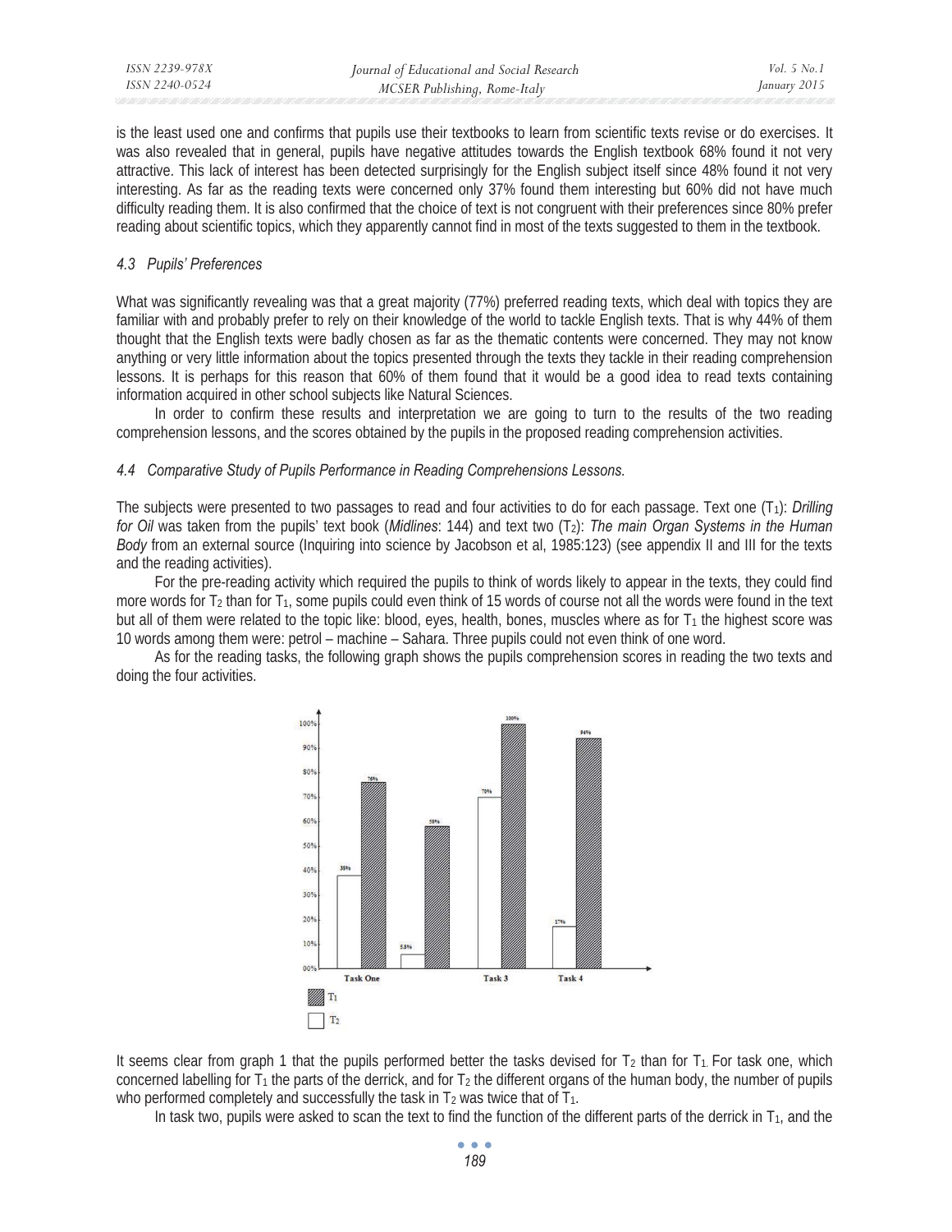is the least used one and confirms that pupils use their textbooks to learn from scientific texts revise or do exercises. It was also revealed that in general, pupils have negative attitudes towards the English textbook 68% found it not very attractive. This lack of interest has been detected surprisingly for the English subject itself since 48% found it not very interesting. As far as the reading texts were concerned only 37% found them interesting but 60% did not have much difficulty reading them. It is also confirmed that the choice of text is not congruent with their preferences since 80% prefer reading about scientific topics, which they apparently cannot find in most of the texts suggested to them in the textbook.

### *4.3 Pupils' Preferences*

What was significantly revealing was that a great majority (77%) preferred reading texts, which deal with topics they are familiar with and probably prefer to rely on their knowledge of the world to tackle English texts. That is why 44% of them thought that the English texts were badly chosen as far as the thematic contents were concerned. They may not know anything or very little information about the topics presented through the texts they tackle in their reading comprehension lessons. It is perhaps for this reason that 60% of them found that it would be a good idea to read texts containing information acquired in other school subjects like Natural Sciences.

In order to confirm these results and interpretation we are going to turn to the results of the two reading comprehension lessons, and the scores obtained by the pupils in the proposed reading comprehension activities.

### *4.4 Comparative Study of Pupils Performance in Reading Comprehensions Lessons.*

The subjects were presented to two passages to read and four activities to do for each passage. Text one ($T_1$): *Drilling for Oil* was taken from the pupils' text book (*Midlines*: 144) and text two ($T_2$): *The main Organ Systems in the Human Body* from an external source (Inquiring into science by Jacobson et al, 1985:123) (see appendix II and III for the texts and the reading activities).

For the pre-reading activity which required the pupils to think of words likely to appear in the texts, they could find more words for $T_2$ than for $T_1$, some pupils could even think of 15 words of course not all the words were found in the text but all of them were related to the topic like: blood, eyes, health, bones, muscles where as for $T_1$ the highest score was 10 words among them were: petrol – machine – Sahara. Three pupils could not even think of one word.

As for the reading tasks, the following graph shows the pupils comprehension scores in reading the two texts and doing the four activities.

| | Task One | (Task 2) | Task 3 | Task 4 |
|---|---|---|---|---|
| $T_1$ | 76% | 58% | 100% | 94% |
| $T_2$ | 38% | 5.5% | 70% | 17% |

It seems clear from graph 1 that the pupils performed better the tasks devised for $T_2$ than for $T_1$. For task one, which concerned labelling for $T_1$ the parts of the derrick, and for $T_2$ the different organs of the human body, the number of pupils who performed completely and successfully the task in $T_2$ was twice that of $T_1$.

In task two, pupils were asked to scan the text to find the function of the different parts of the derrick in $T_1$, and the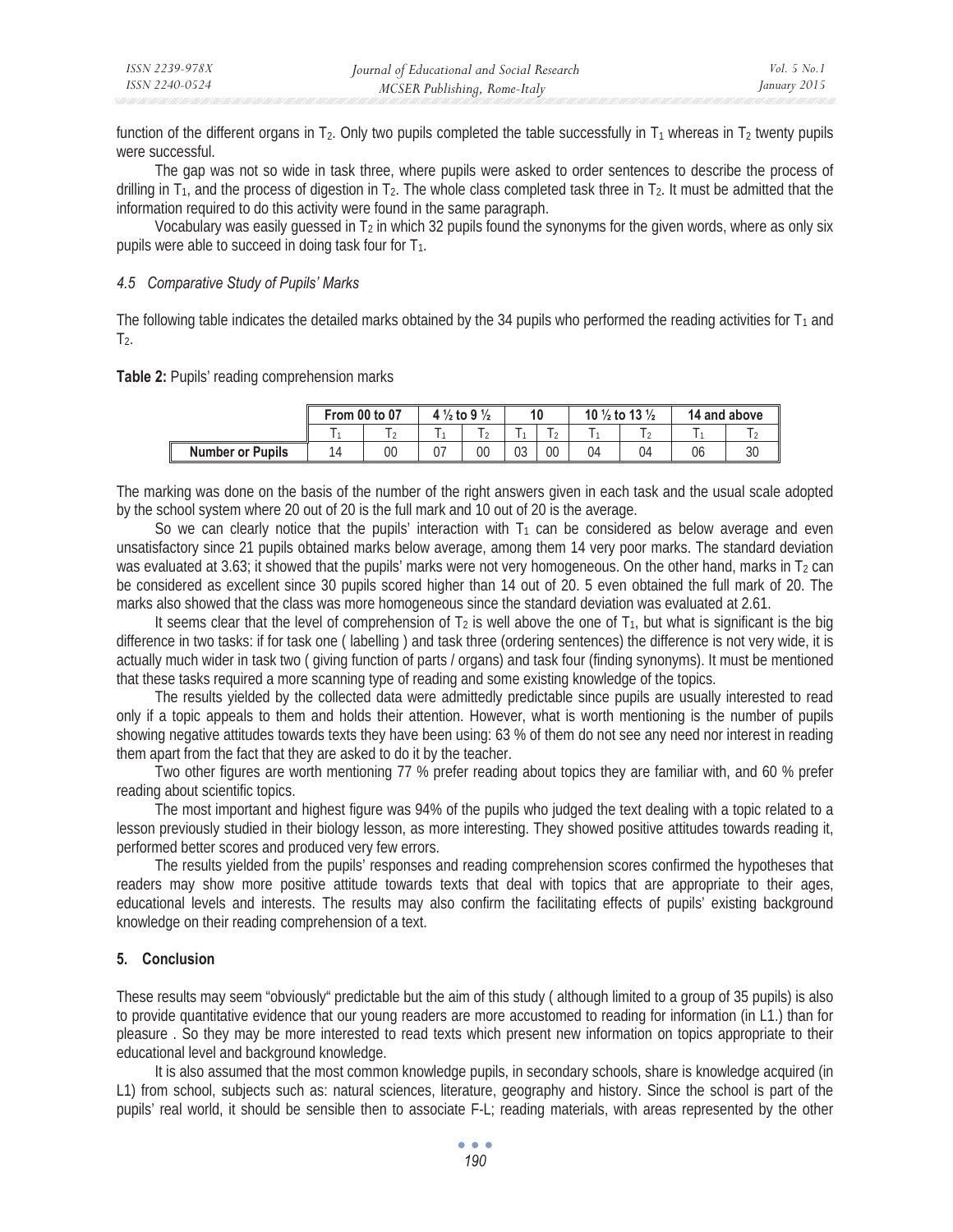function of the different organs in $T_2$. Only two pupils completed the table successfully in $T_1$ whereas in $T_2$ twenty pupils were successful.

The gap was not so wide in task three, where pupils were asked to order sentences to describe the process of drilling in $T_1$, and the process of digestion in $T_2$. The whole class completed task three in $T_2$. It must be admitted that the information required to do this activity were found in the same paragraph.

Vocabulary was easily guessed in $T_2$ in which 32 pupils found the synonyms for the given words, where as only six pupils were able to succeed in doing task four for $T_1$.

### *4.5 Comparative Study of Pupils' Marks*

The following table indicates the detailed marks obtained by the 34 pupils who performed the reading activities for $T_1$ and $T_2$.

**Table 2:** Pupils' reading comprehension marks

| | From 00 to 07 | | 4 ½ to 9 ½ | | 10 | | 10 ½ to 13 ½ | | 14 and above | |
|---|---|---|---|---|---|---|---|---|---|---|
| | $T_1$ | $T_2$ | $T_1$ | $T_2$ | $T_1$ | $T_2$ | $T_1$ | $T_2$ | $T_1$ | $T_2$ |
| **Number or Pupils** | 14 | 00 | 07 | 00 | 03 | 00 | 04 | 04 | 06 | 30 |

The marking was done on the basis of the number of the right answers given in each task and the usual scale adopted by the school system where 20 out of 20 is the full mark and 10 out of 20 is the average.

So we can clearly notice that the pupils' interaction with $T_1$ can be considered as below average and even unsatisfactory since 21 pupils obtained marks below average, among them 14 very poor marks. The standard deviation was evaluated at 3.63; it showed that the pupils' marks were not very homogeneous. On the other hand, marks in $T_2$ can be considered as excellent since 30 pupils scored higher than 14 out of 20. 5 even obtained the full mark of 20. The marks also showed that the class was more homogeneous since the standard deviation was evaluated at 2.61.

It seems clear that the level of comprehension of $T_2$ is well above the one of $T_1$, but what is significant is the big difference in two tasks: if for task one ( labelling ) and task three (ordering sentences) the difference is not very wide, it is actually much wider in task two ( giving function of parts / organs) and task four (finding synonyms). It must be mentioned that these tasks required a more scanning type of reading and some existing knowledge of the topics.

The results yielded by the collected data were admittedly predictable since pupils are usually interested to read only if a topic appeals to them and holds their attention. However, what is worth mentioning is the number of pupils showing negative attitudes towards texts they have been using: 63 % of them do not see any need nor interest in reading them apart from the fact that they are asked to do it by the teacher.

Two other figures are worth mentioning 77 % prefer reading about topics they are familiar with, and 60 % prefer reading about scientific topics.

The most important and highest figure was 94% of the pupils who judged the text dealing with a topic related to a lesson previously studied in their biology lesson, as more interesting. They showed positive attitudes towards reading it, performed better scores and produced very few errors.

The results yielded from the pupils' responses and reading comprehension scores confirmed the hypotheses that readers may show more positive attitude towards texts that deal with topics that are appropriate to their ages, educational levels and interests. The results may also confirm the facilitating effects of pupils' existing background knowledge on their reading comprehension of a text.

## 5. Conclusion

These results may seem "obviously" predictable but the aim of this study ( although limited to a group of 35 pupils) is also to provide quantitative evidence that our young readers are more accustomed to reading for information (in L1.) than for pleasure . So they may be more interested to read texts which present new information on topics appropriate to their educational level and background knowledge.

It is also assumed that the most common knowledge pupils, in secondary schools, share is knowledge acquired (in L1) from school, subjects such as: natural sciences, literature, geography and history. Since the school is part of the pupils' real world, it should be sensible then to associate F-L; reading materials, with areas represented by the other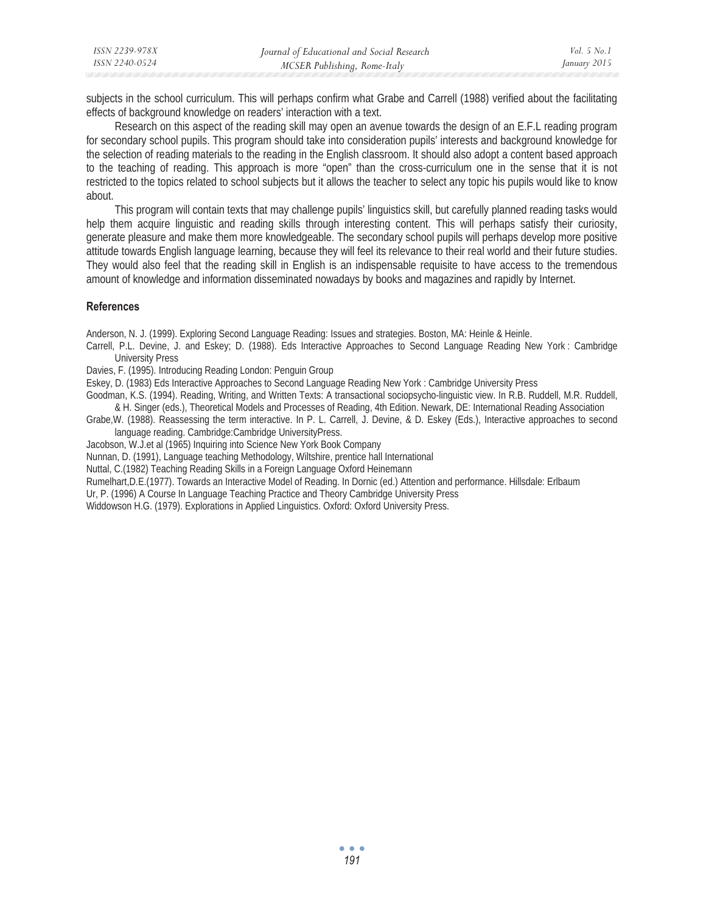subjects in the school curriculum. This will perhaps confirm what Grabe and Carrell (1988) verified about the facilitating effects of background knowledge on readers' interaction with a text.

Research on this aspect of the reading skill may open an avenue towards the design of an E.F.L reading program for secondary school pupils. This program should take into consideration pupils' interests and background knowledge for the selection of reading materials to the reading in the English classroom. It should also adopt a content based approach to the teaching of reading. This approach is more "open" than the cross-curriculum one in the sense that it is not restricted to the topics related to school subjects but it allows the teacher to select any topic his pupils would like to know about.

This program will contain texts that may challenge pupils' linguistics skill, but carefully planned reading tasks would help them acquire linguistic and reading skills through interesting content. This will perhaps satisfy their curiosity, generate pleasure and make them more knowledgeable. The secondary school pupils will perhaps develop more positive attitude towards English language learning, because they will feel its relevance to their real world and their future studies. They would also feel that the reading skill in English is an indispensable requisite to have access to the tremendous amount of knowledge and information disseminated nowadays by books and magazines and rapidly by Internet.

## References

Anderson, N. J. (1999). Exploring Second Language Reading: Issues and strategies. Boston, MA: Heinle & Heinle.

Carrell, P.L. Devine, J. and Eskey; D. (1988). Eds Interactive Approaches to Second Language Reading New York : Cambridge University Press

Davies, F. (1995). Introducing Reading London: Penguin Group

Eskey, D. (1983) Eds Interactive Approaches to Second Language Reading New York : Cambridge University Press

Goodman, K.S. (1994). Reading, Writing, and Written Texts: A transactional sociopsycho-linguistic view. In R.B. Ruddell, M.R. Ruddell, & H. Singer (eds.), Theoretical Models and Processes of Reading, 4th Edition. Newark, DE: International Reading Association

Grabe,W. (1988). Reassessing the term interactive. In P. L. Carrell, J. Devine, & D. Eskey (Eds.), Interactive approaches to second language reading. Cambridge:Cambridge UniversityPress.

Jacobson, W.J.et al (1965) Inquiring into Science New York Book Company

Nunnan, D. (1991), Language teaching Methodology, Wiltshire, prentice hall International

Nuttal, C.(1982) Teaching Reading Skills in a Foreign Language Oxford Heinemann

Rumelhart,D.E.(1977). Towards an Interactive Model of Reading. In Dornic (ed.) Attention and performance. Hillsdale: Erlbaum

Ur, P. (1996) A Course In Language Teaching Practice and Theory Cambridge University Press

Widdowson H.G. (1979). Explorations in Applied Linguistics. Oxford: Oxford University Press.